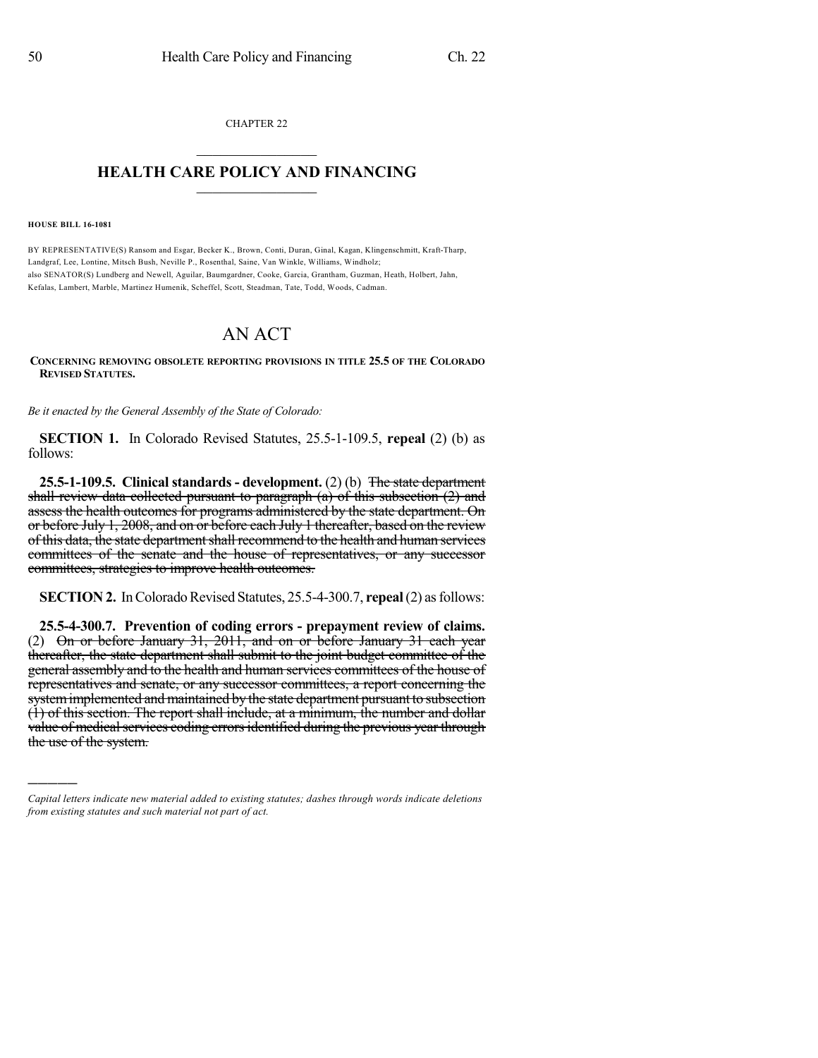CHAPTER 22

# HEALTH CARE POLICY AND FINANCING

**HOUSE BILL 16-1081**

BY REPRESENTATIVE(S) Ransom and Esgar, Becker K., Brown, Conti, Duran, Ginal, Kagan, Klingenschmitt, Kraft-Tharp, Landgraf, Lee, Lontine, Mitsch Bush, Neville P., Rosenthal, Saine, Van Winkle, Williams, Windholz;
also SENATOR(S) Lundberg and Newell, Aguilar, Baumgardner, Cooke, Garcia, Grantham, Guzman, Heath, Holbert, Jahn, Kefalas, Lambert, Marble, Martinez Humenik, Scheffel, Scott, Steadman, Tate, Todd, Woods, Cadman.

# AN ACT

**CONCERNING REMOVING OBSOLETE REPORTING PROVISIONS IN TITLE 25.5 OF THE COLORADO REVISED STATUTES.**

*Be it enacted by the General Assembly of the State of Colorado:*

**SECTION 1.** In Colorado Revised Statutes, 25.5-1-109.5, **repeal** (2) (b) as follows:

**25.5-1-109.5. Clinical standards - development.** (2) (b) ~~The state department shall review data collected pursuant to paragraph (a) of this subsection (2) and assess the health outcomes for programs administered by the state department. On or before July 1, 2008, and on or before each July 1 thereafter, based on the review of this data, the state department shall recommend to the health and human services committees of the senate and the house of representatives, or any successor committees, strategies to improve health outcomes.~~

**SECTION 2.** In Colorado Revised Statutes, 25.5-4-300.7, **repeal** (2) as follows:

**25.5-4-300.7. Prevention of coding errors - prepayment review of claims.** (2) ~~On or before January 31, 2011, and on or before January 31 each year thereafter, the state department shall submit to the joint budget committee of the general assembly and to the health and human services committees of the house of representatives and senate, or any successor committees, a report concerning the system implemented and maintained by the state department pursuant to subsection (1) of this section. The report shall include, at a minimum, the number and dollar value of medical services coding errors identified during the previous year through the use of the system.~~

---

*Capital letters indicate new material added to existing statutes; dashes through words indicate deletions from existing statutes and such material not part of act.*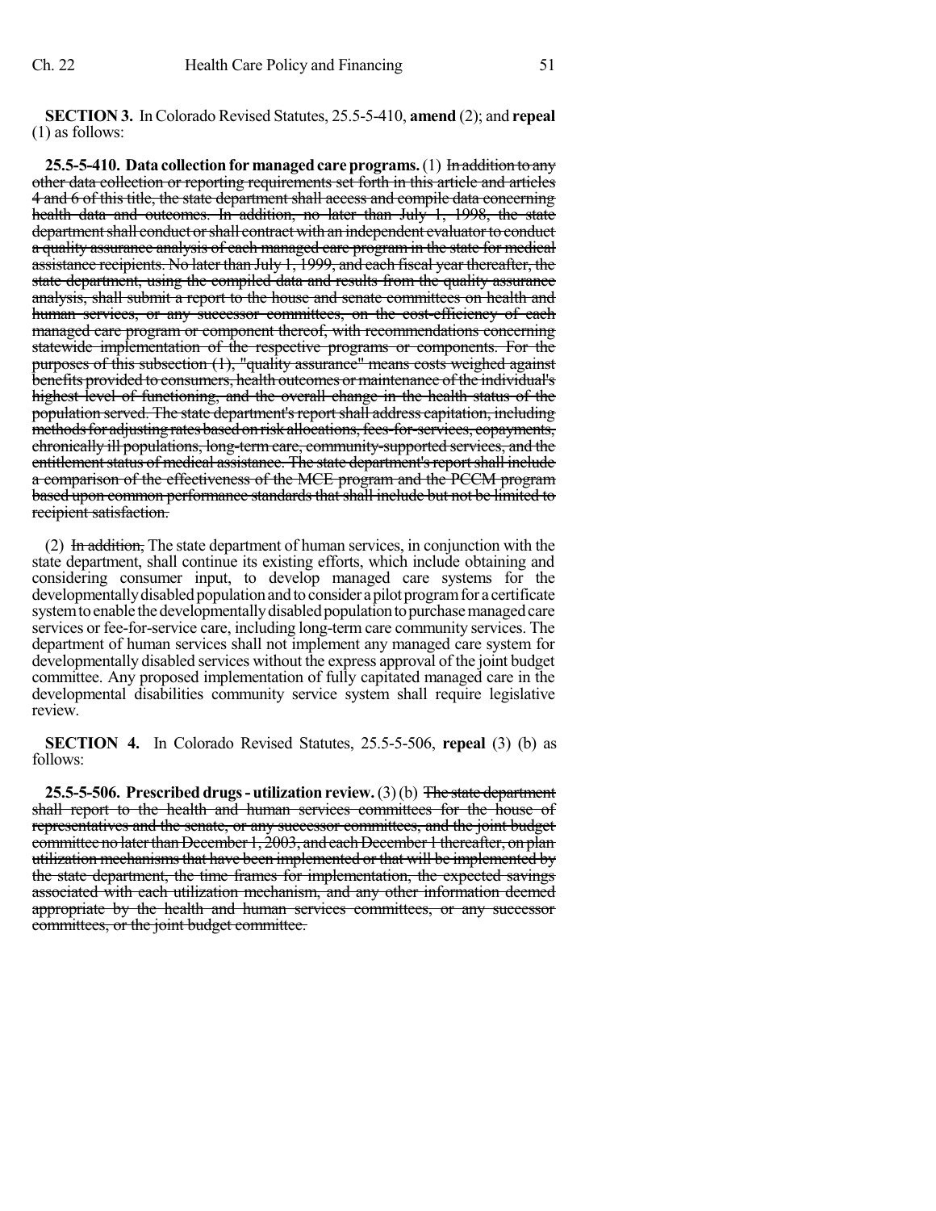**SECTION 3.** In Colorado Revised Statutes, 25.5-5-410, **amend** (2); and **repeal** (1) as follows:

**25.5-5-410. Data collection for managed care programs.** (1) ~~In addition to any other data collection or reporting requirements set forth in this article and articles 4 and 6 of this title, the state department shall access and compile data concerning health data and outcomes. In addition, no later than July 1, 1998, the state department shall conduct or shall contract with an independent evaluator to conduct a quality assurance analysis of each managed care program in the state for medical assistance recipients. No later than July 1, 1999, and each fiscal year thereafter, the state department, using the compiled data and results from the quality assurance analysis, shall submit a report to the house and senate committees on health and human services, or any successor committees, on the cost-efficiency of each managed care program or component thereof, with recommendations concerning statewide implementation of the respective programs or components. For the purposes of this subsection (1), "quality assurance" means costs weighed against benefits provided to consumers, health outcomes or maintenance of the individual's highest level of functioning, and the overall change in the health status of the population served. The state department's report shall address capitation, including methods for adjusting rates based on risk allocations, fees-for-services, copayments, chronically ill populations, long-term care, community-supported services, and the entitlement status of medical assistance. The state department's report shall include a comparison of the effectiveness of the MCE program and the PCCM program based upon common performance standards that shall include but not be limited to recipient satisfaction.~~

(2) ~~In addition,~~ The state department of human services, in conjunction with the state department, shall continue its existing efforts, which include obtaining and considering consumer input, to develop managed care systems for the developmentally disabled population and to consider a pilot program for a certificate system to enable the developmentally disabled population to purchase managed care services or fee-for-service care, including long-term care community services. The department of human services shall not implement any managed care system for developmentally disabled services without the express approval of the joint budget committee. Any proposed implementation of fully capitated managed care in the developmental disabilities community service system shall require legislative review.

**SECTION 4.** In Colorado Revised Statutes, 25.5-5-506, **repeal** (3) (b) as follows:

**25.5-5-506. Prescribed drugs - utilization review.** (3) (b) ~~The state department shall report to the health and human services committees for the house of representatives and the senate, or any successor committees, and the joint budget committee no later than December 1, 2003, and each December 1 thereafter, on plan utilization mechanisms that have been implemented or that will be implemented by the state department, the time frames for implementation, the expected savings associated with each utilization mechanism, and any other information deemed appropriate by the health and human services committees, or any successor committees, or the joint budget committee.~~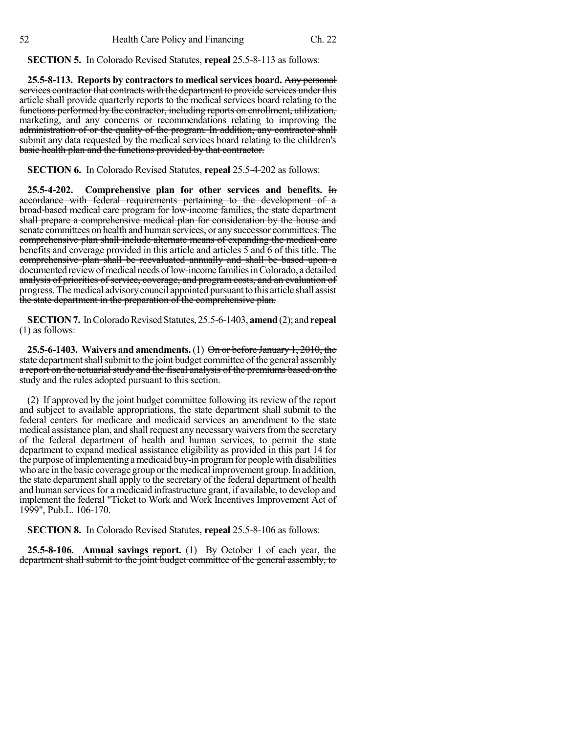**SECTION 5.** In Colorado Revised Statutes, **repeal** 25.5-8-113 as follows:

**25.5-8-113. Reports by contractors to medical services board.** ~~Any personal services contractor that contracts with the department to provide services under this article shall provide quarterly reports to the medical services board relating to the functions performed by the contractor, including reports on enrollment, utilization, marketing, and any concerns or recommendations relating to improving the administration of or the quality of the program. In addition, any contractor shall submit any data requested by the medical services board relating to the children's basic health plan and the functions provided by that contractor.~~

**SECTION 6.** In Colorado Revised Statutes, **repeal** 25.5-4-202 as follows:

**25.5-4-202. Comprehensive plan for other services and benefits.** ~~In accordance with federal requirements pertaining to the development of a broad-based medical care program for low-income families, the state department shall prepare a comprehensive medical plan for consideration by the house and senate committees on health and human services, or any successor committees. The comprehensive plan shall include alternate means of expanding the medical care benefits and coverage provided in this article and articles 5 and 6 of this title. The comprehensive plan shall be reevaluated annually and shall be based upon a documented review of medical needs of low-income families in Colorado, a detailed analysis of priorities of service, coverage, and program costs, and an evaluation of progress. The medical advisory council appointed pursuant to this article shall assist the state department in the preparation of the comprehensive plan.~~

**SECTION 7.** In Colorado Revised Statutes, 25.5-6-1403, **amend** (2); and **repeal** (1) as follows:

**25.5-6-1403. Waivers and amendments.** (1) ~~On or before January 1, 2010, the state department shall submit to the joint budget committee of the general assembly a report on the actuarial study and the fiscal analysis of the premiums based on the study and the rules adopted pursuant to this section.~~

(2) If approved by the joint budget committee ~~following its review of the report~~ and subject to available appropriations, the state department shall submit to the federal centers for medicare and medicaid services an amendment to the state medical assistance plan, and shall request any necessary waivers from the secretary of the federal department of health and human services, to permit the state department to expand medical assistance eligibility as provided in this part 14 for the purpose of implementing a medicaid buy-in program for people with disabilities who are in the basic coverage group or the medical improvement group. In addition, the state department shall apply to the secretary of the federal department of health and human services for a medicaid infrastructure grant, if available, to develop and implement the federal "Ticket to Work and Work Incentives Improvement Act of 1999", Pub.L. 106-170.

**SECTION 8.** In Colorado Revised Statutes, **repeal** 25.5-8-106 as follows:

**25.5-8-106. Annual savings report.** ~~(1) By October 1 of each year, the department shall submit to the joint budget committee of the general assembly, to~~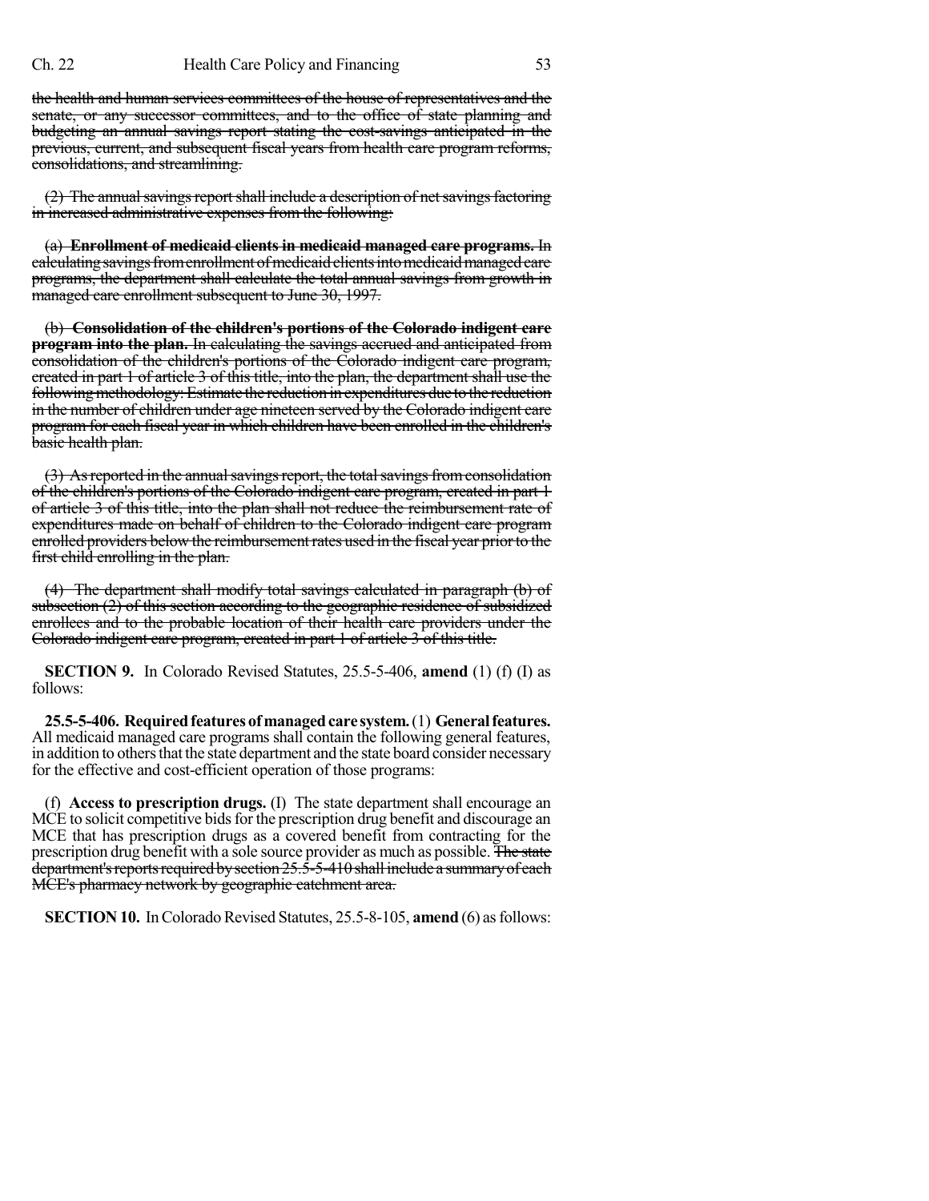~~the health and human services committees of the house of representatives and the senate, or any successor committees, and to the office of state planning and budgeting an annual savings report stating the cost-savings anticipated in the previous, current, and subsequent fiscal years from health care program reforms, consolidations, and streamlining.~~

~~(2) The annual savings report shall include a description of net savings factoring in increased administrative expenses from the following:~~

~~(a) **Enrollment of medicaid clients in medicaid managed care programs.** In calculating savings from enrollment of medicaid clients into medicaid managed care programs, the department shall calculate the total annual savings from growth in managed care enrollment subsequent to June 30, 1997.~~

~~(b) **Consolidation of the children's portions of the Colorado indigent care program into the plan.** In calculating the savings accrued and anticipated from consolidation of the children's portions of the Colorado indigent care program, created in part 1 of article 3 of this title, into the plan, the department shall use the following methodology: Estimate the reduction in expenditures due to the reduction in the number of children under age nineteen served by the Colorado indigent care program for each fiscal year in which children have been enrolled in the children's basic health plan.~~

~~(3) As reported in the annual savings report, the total savings from consolidation of the children's portions of the Colorado indigent care program, created in part 1 of article 3 of this title, into the plan shall not reduce the reimbursement rate of expenditures made on behalf of children to the Colorado indigent care program enrolled providers below the reimbursement rates used in the fiscal year prior to the first child enrolling in the plan.~~

~~(4) The department shall modify total savings calculated in paragraph (b) of subsection (2) of this section according to the geographic residence of subsidized enrollees and to the probable location of their health care providers under the Colorado indigent care program, created in part 1 of article 3 of this title.~~

**SECTION 9.** In Colorado Revised Statutes, 25.5-5-406, **amend** (1) (f) (I) as follows:

**25.5-5-406. Required features of managed care system.** (1) **General features.** All medicaid managed care programs shall contain the following general features, in addition to others that the state department and the state board consider necessary for the effective and cost-efficient operation of those programs:

(f) **Access to prescription drugs.** (I) The state department shall encourage an MCE to solicit competitive bids for the prescription drug benefit and discourage an MCE that has prescription drugs as a covered benefit from contracting for the prescription drug benefit with a sole source provider as much as possible. ~~The state department's reports required by section 25.5-5-410 shall include a summary of each MCE's pharmacy network by geographic catchment area.~~

**SECTION 10.** In Colorado Revised Statutes, 25.5-8-105, **amend** (6) as follows: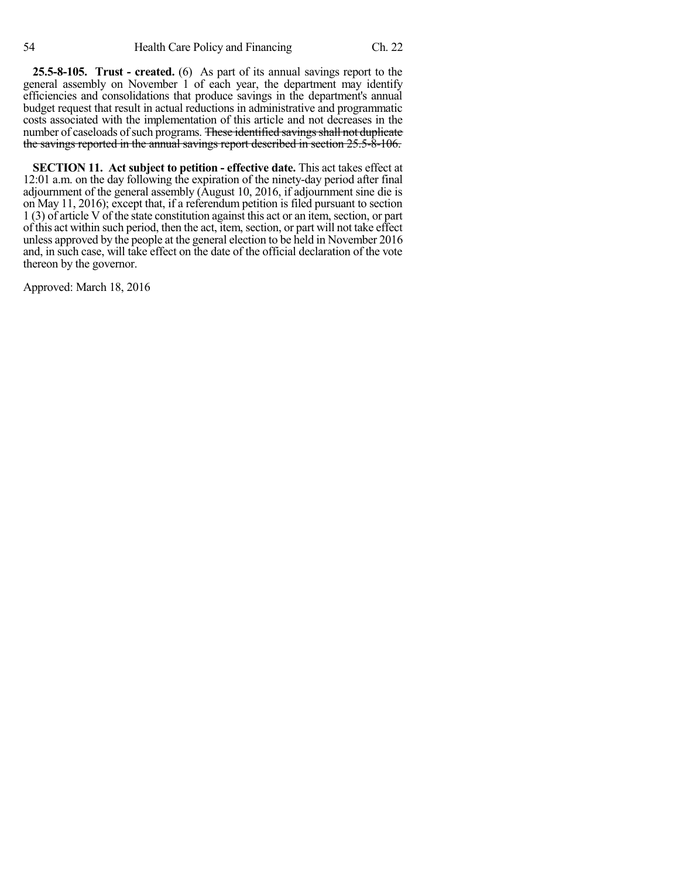**25.5-8-105. Trust - created.** (6) As part of its annual savings report to the general assembly on November 1 of each year, the department may identify efficiencies and consolidations that produce savings in the department's annual budget request that result in actual reductions in administrative and programmatic costs associated with the implementation of this article and not decreases in the number of caseloads of such programs. ~~These identified savings shall not duplicate the savings reported in the annual savings report described in section 25.5-8-106.~~

**SECTION 11. Act subject to petition - effective date.** This act takes effect at 12:01 a.m. on the day following the expiration of the ninety-day period after final adjournment of the general assembly (August 10, 2016, if adjournment sine die is on May 11, 2016); except that, if a referendum petition is filed pursuant to section 1 (3) of article V of the state constitution against this act or an item, section, or part of this act within such period, then the act, item, section, or part will not take effect unless approved by the people at the general election to be held in November 2016 and, in such case, will take effect on the date of the official declaration of the vote thereon by the governor.

Approved: March 18, 2016